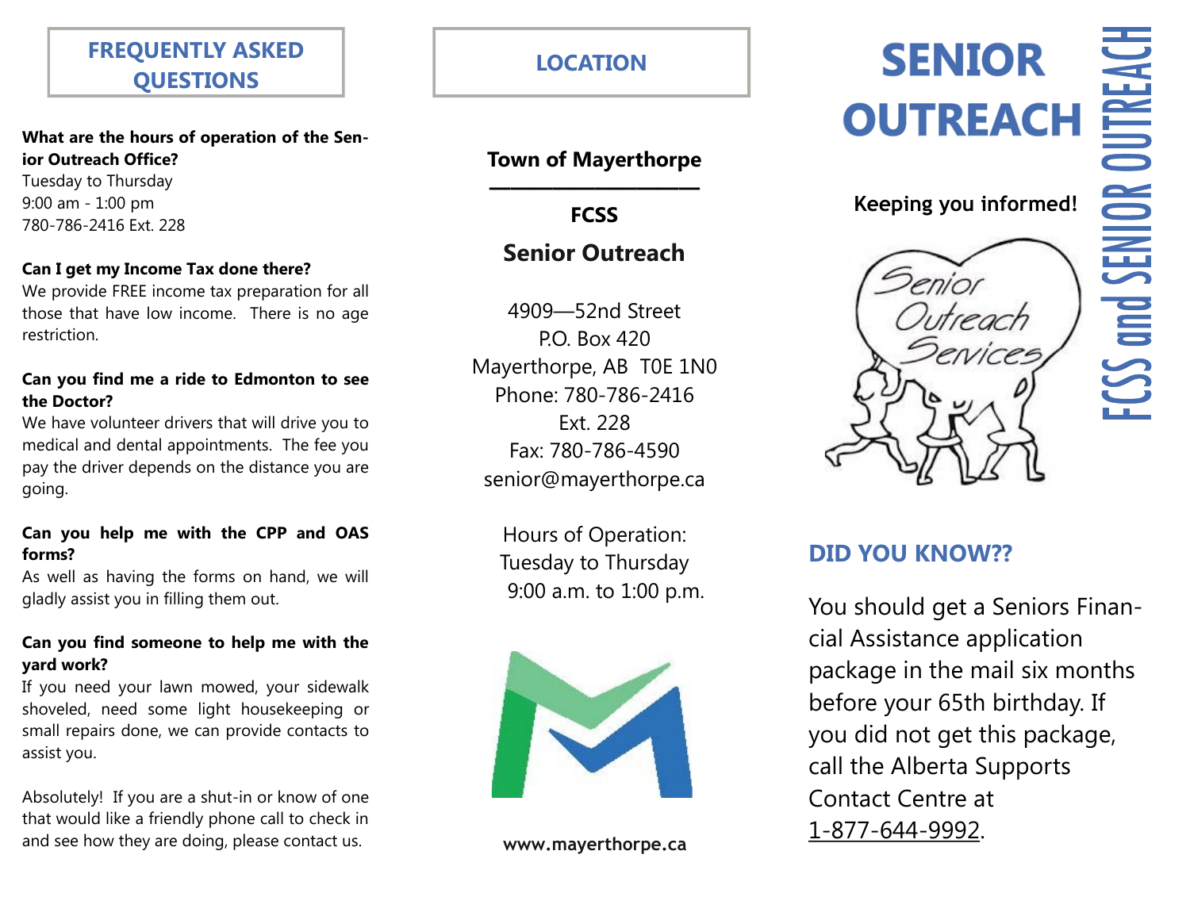## FREQUENTLY ASKED QUESTIONS

**What are the hours of operation of the Senior Outreach Office?**
Tuesday to Thursday
9:00 am - 1:00 pm
780-786-2416 Ext. 228

**Can I get my Income Tax done there?**
We provide FREE income tax preparation for all those that have low income. There is no age restriction.

**Can you find me a ride to Edmonton to see the Doctor?**
We have volunteer drivers that will drive you to medical and dental appointments. The fee you pay the driver depends on the distance you are going.

**Can you help me with the CPP and OAS forms?**
As well as having the forms on hand, we will gladly assist you in filling them out.

**Can you find someone to help me with the yard work?**
If you need your lawn mowed, your sidewalk shoveled, need some light housekeeping or small repairs done, we can provide contacts to assist you.

Absolutely! If you are a shut-in or know of one that would like a friendly phone call to check in and see how they are doing, please contact us.

## LOCATION

**Town of Mayerthorpe**

**FCSS**

**Senior Outreach**

4909—52nd Street
P.O. Box 420
Mayerthorpe, AB T0E 1N0
Phone: 780-786-2416
Ext. 228
Fax: 780-786-4590
senior@mayerthorpe.ca

Hours of Operation:
Tuesday to Thursday
9:00 a.m. to 1:00 p.m.

**www.mayerthorpe.ca**

# SENIOR OUTREACH

**Keeping you informed!**

FCSS and SENIOR OUTREACH

## DID YOU KNOW??

You should get a Seniors Financial Assistance application package in the mail six months before your 65th birthday. If you did not get this package, call the Alberta Supports Contact Centre at 1-877-644-9992.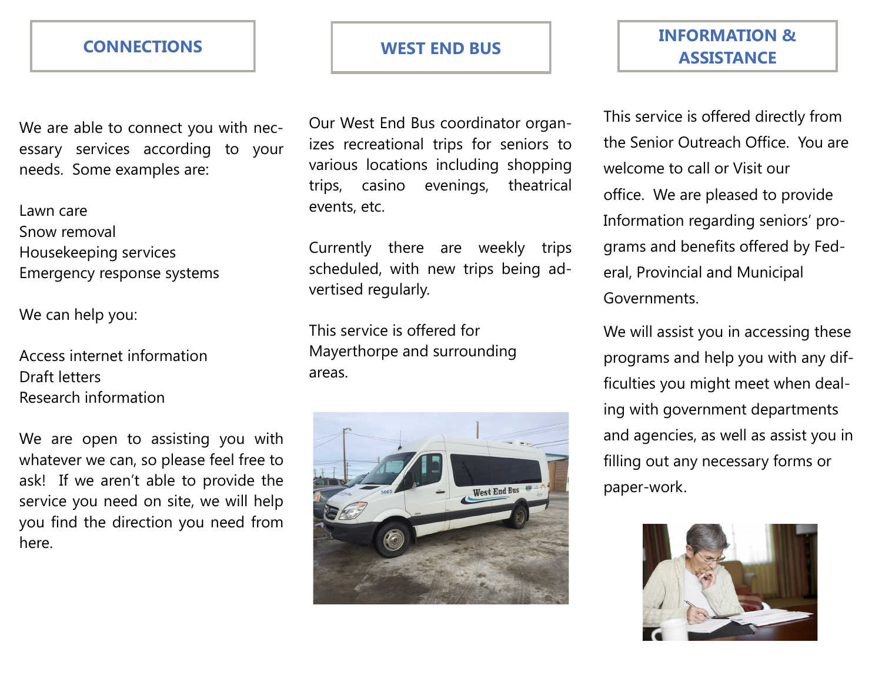## CONNECTIONS

We are able to connect you with necessary services according to your needs. Some examples are:

Lawn care
Snow removal
Housekeeping services
Emergency response systems

We can help you:

Access internet information
Draft letters
Research information

We are open to assisting you with whatever we can, so please feel free to ask! If we aren't able to provide the service you need on site, we will help you find the direction you need from here.

## WEST END BUS

Our West End Bus coordinator organizes recreational trips for seniors to various locations including shopping trips, casino evenings, theatrical events, etc.

Currently there are weekly trips scheduled, with new trips being advertised regularly.

This service is offered for Mayerthorpe and surrounding areas.

## INFORMATION & ASSISTANCE

This service is offered directly from the Senior Outreach Office. You are welcome to call or Visit our office. We are pleased to provide Information regarding seniors' programs and benefits offered by Federal, Provincial and Municipal Governments.

We will assist you in accessing these programs and help you with any difficulties you might meet when dealing with government departments and agencies, as well as assist you in filling out any necessary forms or paper-work.